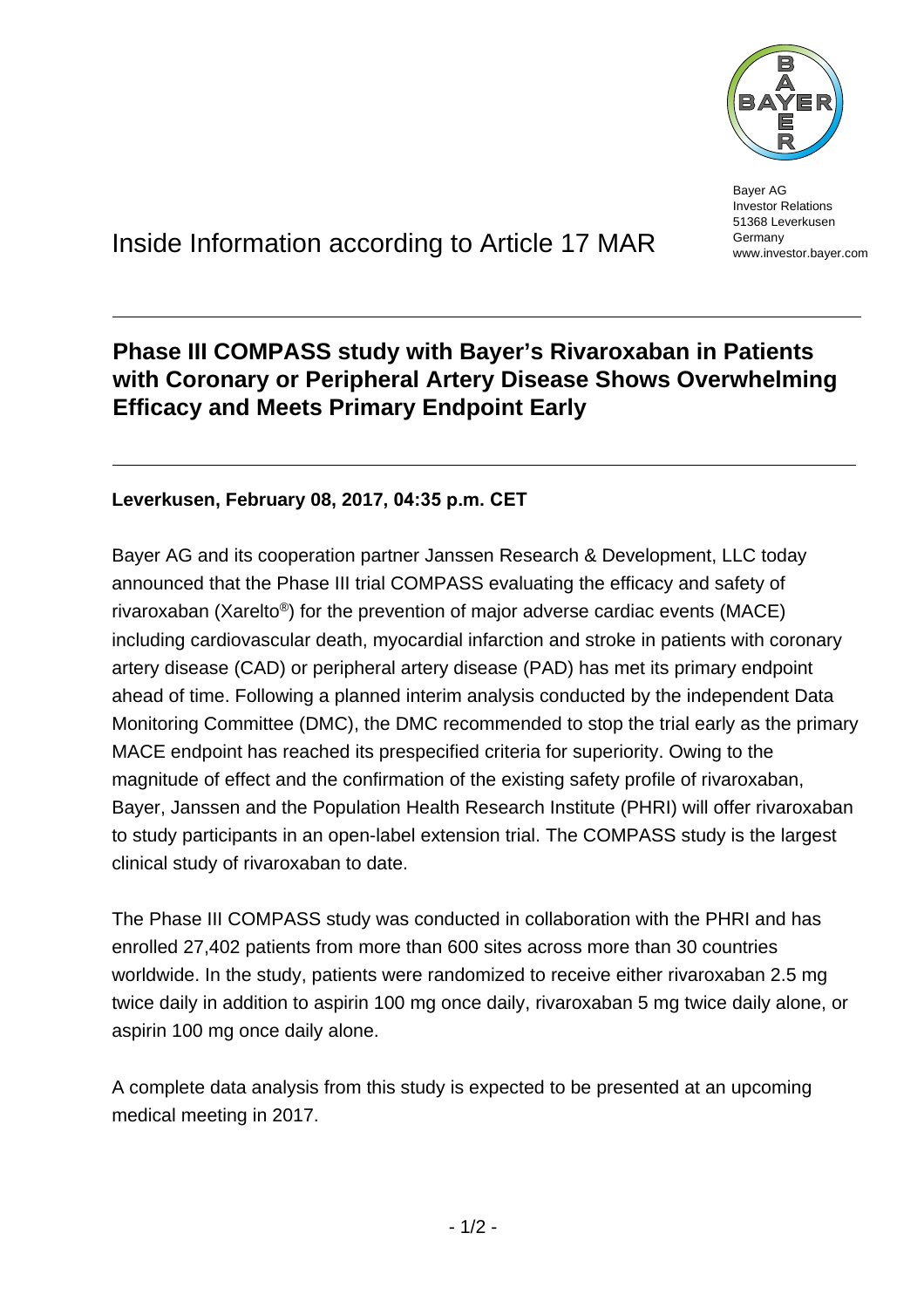Bayer AG
Investor Relations
51368 Leverkusen
Germany
www.investor.bayer.com

# Inside Information according to Article 17 MAR

## Phase III COMPASS study with Bayer's Rivaroxaban in Patients with Coronary or Peripheral Artery Disease Shows Overwhelming Efficacy and Meets Primary Endpoint Early

**Leverkusen, February 08, 2017, 04:35 p.m. CET**

Bayer AG and its cooperation partner Janssen Research & Development, LLC today announced that the Phase III trial COMPASS evaluating the efficacy and safety of rivaroxaban (Xarelto®) for the prevention of major adverse cardiac events (MACE) including cardiovascular death, myocardial infarction and stroke in patients with coronary artery disease (CAD) or peripheral artery disease (PAD) has met its primary endpoint ahead of time. Following a planned interim analysis conducted by the independent Data Monitoring Committee (DMC), the DMC recommended to stop the trial early as the primary MACE endpoint has reached its prespecified criteria for superiority. Owing to the magnitude of effect and the confirmation of the existing safety profile of rivaroxaban, Bayer, Janssen and the Population Health Research Institute (PHRI) will offer rivaroxaban to study participants in an open-label extension trial. The COMPASS study is the largest clinical study of rivaroxaban to date.

The Phase III COMPASS study was conducted in collaboration with the PHRI and has enrolled 27,402 patients from more than 600 sites across more than 30 countries worldwide. In the study, patients were randomized to receive either rivaroxaban 2.5 mg twice daily in addition to aspirin 100 mg once daily, rivaroxaban 5 mg twice daily alone, or aspirin 100 mg once daily alone.

A complete data analysis from this study is expected to be presented at an upcoming medical meeting in 2017.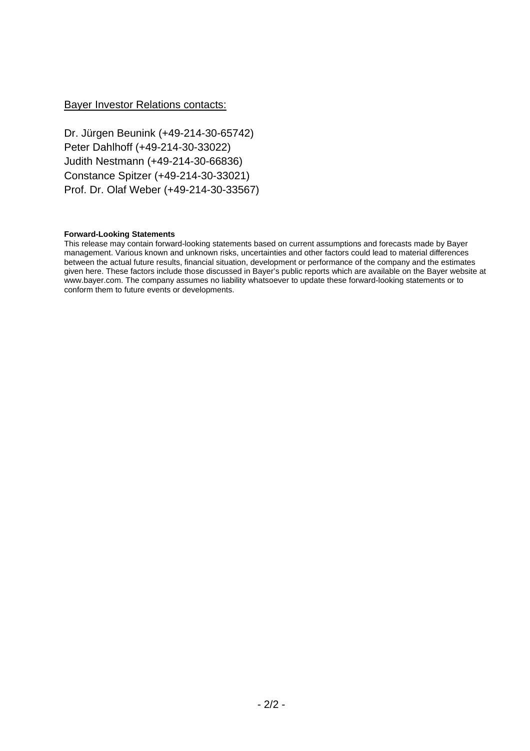<u>Bayer Investor Relations contacts:</u>

Dr. Jürgen Beunink (+49-214-30-65742)
Peter Dahlhoff (+49-214-30-33022)
Judith Nestmann (+49-214-30-66836)
Constance Spitzer (+49-214-30-33021)
Prof. Dr. Olaf Weber (+49-214-30-33567)

**Forward-Looking Statements**
This release may contain forward-looking statements based on current assumptions and forecasts made by Bayer management. Various known and unknown risks, uncertainties and other factors could lead to material differences between the actual future results, financial situation, development or performance of the company and the estimates given here. These factors include those discussed in Bayer's public reports which are available on the Bayer website at www.bayer.com. The company assumes no liability whatsoever to update these forward-looking statements or to conform them to future events or developments.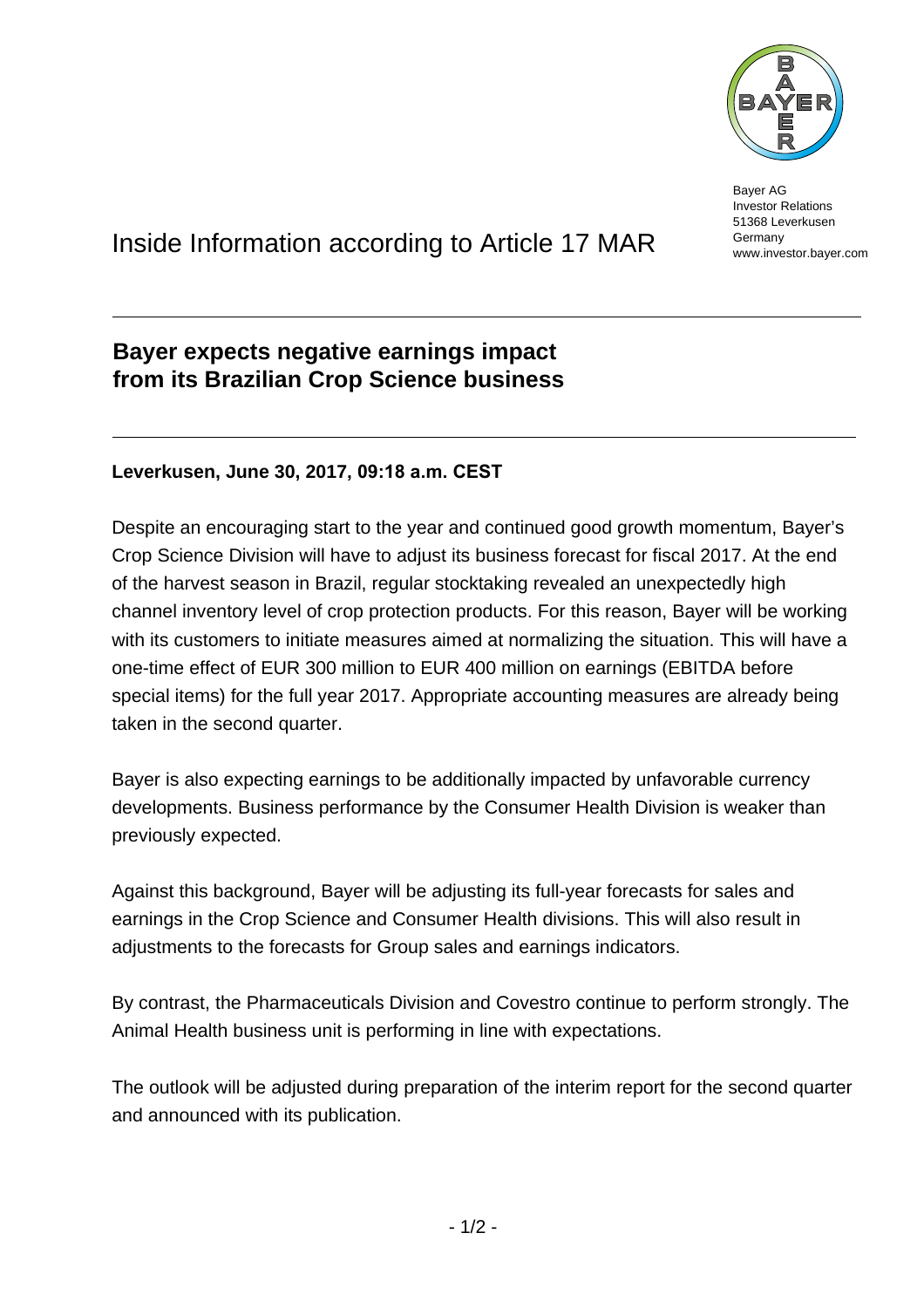Bayer AG
Investor Relations
51368 Leverkusen
Germany
www.investor.bayer.com

# Inside Information according to Article 17 MAR

## Bayer expects negative earnings impact from its Brazilian Crop Science business

**Leverkusen, June 30, 2017, 09:18 a.m. CEST**

Despite an encouraging start to the year and continued good growth momentum, Bayer's Crop Science Division will have to adjust its business forecast for fiscal 2017. At the end of the harvest season in Brazil, regular stocktaking revealed an unexpectedly high channel inventory level of crop protection products. For this reason, Bayer will be working with its customers to initiate measures aimed at normalizing the situation. This will have a one-time effect of EUR 300 million to EUR 400 million on earnings (EBITDA before special items) for the full year 2017. Appropriate accounting measures are already being taken in the second quarter.

Bayer is also expecting earnings to be additionally impacted by unfavorable currency developments. Business performance by the Consumer Health Division is weaker than previously expected.

Against this background, Bayer will be adjusting its full-year forecasts for sales and earnings in the Crop Science and Consumer Health divisions. This will also result in adjustments to the forecasts for Group sales and earnings indicators.

By contrast, the Pharmaceuticals Division and Covestro continue to perform strongly. The Animal Health business unit is performing in line with expectations.

The outlook will be adjusted during preparation of the interim report for the second quarter and announced with its publication.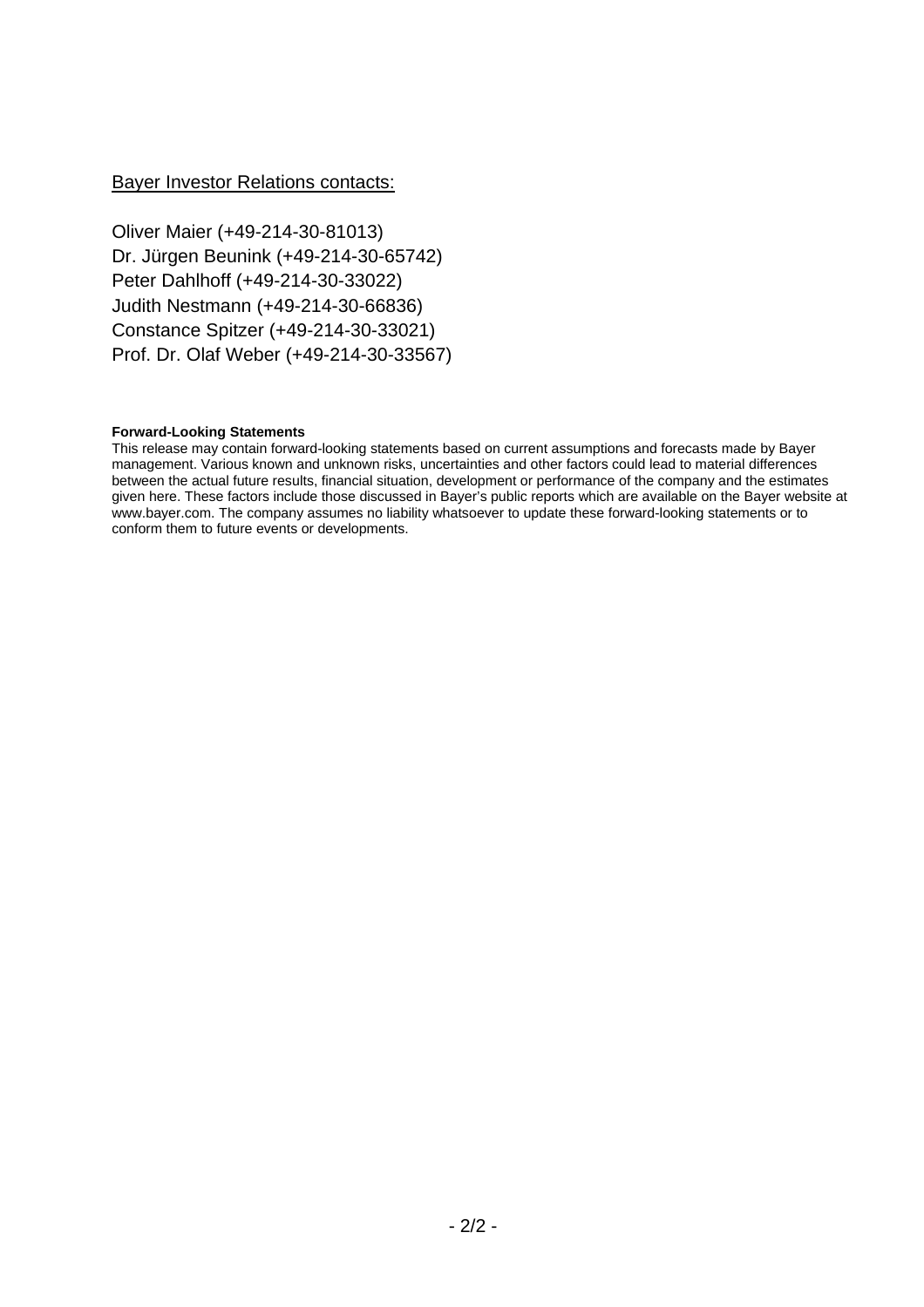Bayer Investor Relations contacts:

Oliver Maier (+49-214-30-81013)
Dr. Jürgen Beunink (+49-214-30-65742)
Peter Dahlhoff (+49-214-30-33022)
Judith Nestmann (+49-214-30-66836)
Constance Spitzer (+49-214-30-33021)
Prof. Dr. Olaf Weber (+49-214-30-33567)

**Forward-Looking Statements**
This release may contain forward-looking statements based on current assumptions and forecasts made by Bayer management. Various known and unknown risks, uncertainties and other factors could lead to material differences between the actual future results, financial situation, development or performance of the company and the estimates given here. These factors include those discussed in Bayer's public reports which are available on the Bayer website at www.bayer.com. The company assumes no liability whatsoever to update these forward-looking statements or to conform them to future events or developments.